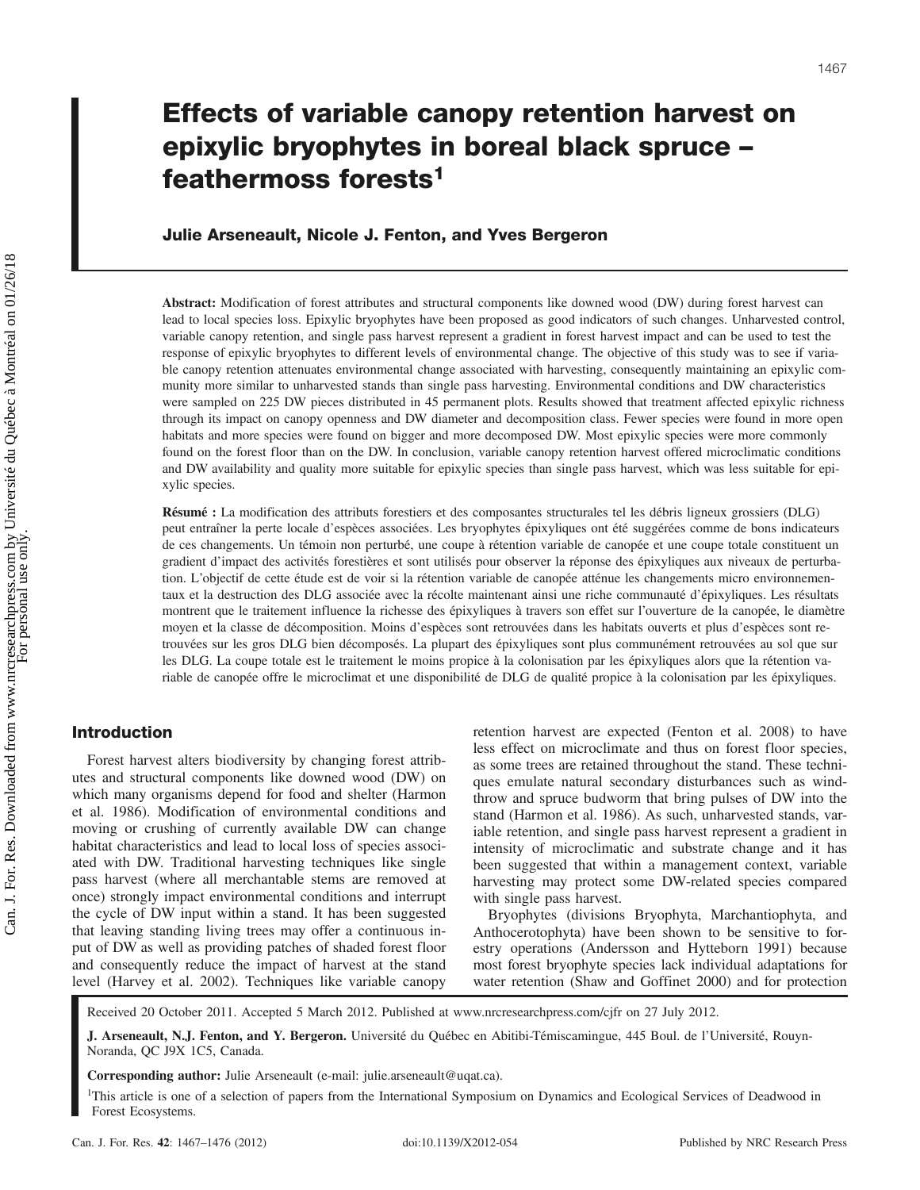# Effects of variable canopy retention harvest on epixylic bryophytes in boreal black spruce – feathermoss forests[1]

**Julie Arseneault, Nicole J. Fenton, and Yves Bergeron**

**Abstract:** Modification of forest attributes and structural components like downed wood (DW) during forest harvest can lead to local species loss. Epixylic bryophytes have been proposed as good indicators of such changes. Unharvested control, variable canopy retention, and single pass harvest represent a gradient in forest harvest impact and can be used to test the response of epixylic bryophytes to different levels of environmental change. The objective of this study was to see if variable canopy retention attenuates environmental change associated with harvesting, consequently maintaining an epixylic community more similar to unharvested stands than single pass harvesting. Environmental conditions and DW characteristics were sampled on 225 DW pieces distributed in 45 permanent plots. Results showed that treatment affected epixylic richness through its impact on canopy openness and DW diameter and decomposition class. Fewer species were found in more open habitats and more species were found on bigger and more decomposed DW. Most epixylic species were more commonly found on the forest floor than on the DW. In conclusion, variable canopy retention harvest offered microclimatic conditions and DW availability and quality more suitable for epixylic species than single pass harvest, which was less suitable for epixylic species.

**Résumé :** La modification des attributs forestiers et des composantes structurales tel les débris ligneux grossiers (DLG) peut entraîner la perte locale d'espèces associées. Les bryophytes épixyliques ont été suggérées comme de bons indicateurs de ces changements. Un témoin non perturbé, une coupe à rétention variable de canopée et une coupe totale constituent un gradient d'impact des activités forestières et sont utilisés pour observer la réponse des épixyliques aux niveaux de perturbation. L'objectif de cette étude est de voir si la rétention variable de canopée atténue les changements micro environnementaux et la destruction des DLG associée avec la récolte maintenant ainsi une riche communauté d'épixyliques. Les résultats montrent que le traitement influence la richesse des épixyliques à travers son effet sur l'ouverture de la canopée, le diamètre moyen et la classe de décomposition. Moins d'espèces sont retrouvées dans les habitats ouverts et plus d'espèces sont retrouvées sur les gros DLG bien décomposés. La plupart des épixyliques sont plus communément retrouvées au sol que sur les DLG. La coupe totale est le traitement le moins propice à la colonisation par les épixyliques alors que la rétention variable de canopée offre le microclimat et une disponibilité de DLG de qualité propice à la colonisation par les épixyliques.

## Introduction

Forest harvest alters biodiversity by changing forest attributes and structural components like downed wood (DW) on which many organisms depend for food and shelter (Harmon et al. 1986). Modification of environmental conditions and moving or crushing of currently available DW can change habitat characteristics and lead to local loss of species associated with DW. Traditional harvesting techniques like single pass harvest (where all merchantable stems are removed at once) strongly impact environmental conditions and interrupt the cycle of DW input within a stand. It has been suggested that leaving standing living trees may offer a continuous input of DW as well as providing patches of shaded forest floor and consequently reduce the impact of harvest at the stand level (Harvey et al. 2002). Techniques like variable canopy retention harvest are expected (Fenton et al. 2008) to have less effect on microclimate and thus on forest floor species, as some trees are retained throughout the stand. These techniques emulate natural secondary disturbances such as windthrow and spruce budworm that bring pulses of DW into the stand (Harmon et al. 1986). As such, unharvested stands, variable retention, and single pass harvest represent a gradient in intensity of microclimatic and substrate change and it has been suggested that within a management context, variable harvesting may protect some DW-related species compared with single pass harvest.

Bryophytes (divisions Bryophyta, Marchantiophyta, and Anthocerotophyta) have been shown to be sensitive to forestry operations (Andersson and Hytteborn 1991) because most forest bryophyte species lack individual adaptations for water retention (Shaw and Goffinet 2000) and for protection

Received 20 October 2011. Accepted 5 March 2012. Published at www.nrcresearchpress.com/cjfr on 27 July 2012.

**J. Arseneault, N.J. Fenton, and Y. Bergeron.** Université du Québec en Abitibi-Témiscamingue, 445 Boul. de l'Université, Rouyn-Noranda, QC J9X 1C5, Canada.

**Corresponding author:** Julie Arseneault (e-mail: julie.arseneault@uqat.ca).

[1]This article is one of a selection of papers from the International Symposium on Dynamics and Ecological Services of Deadwood in Forest Ecosystems.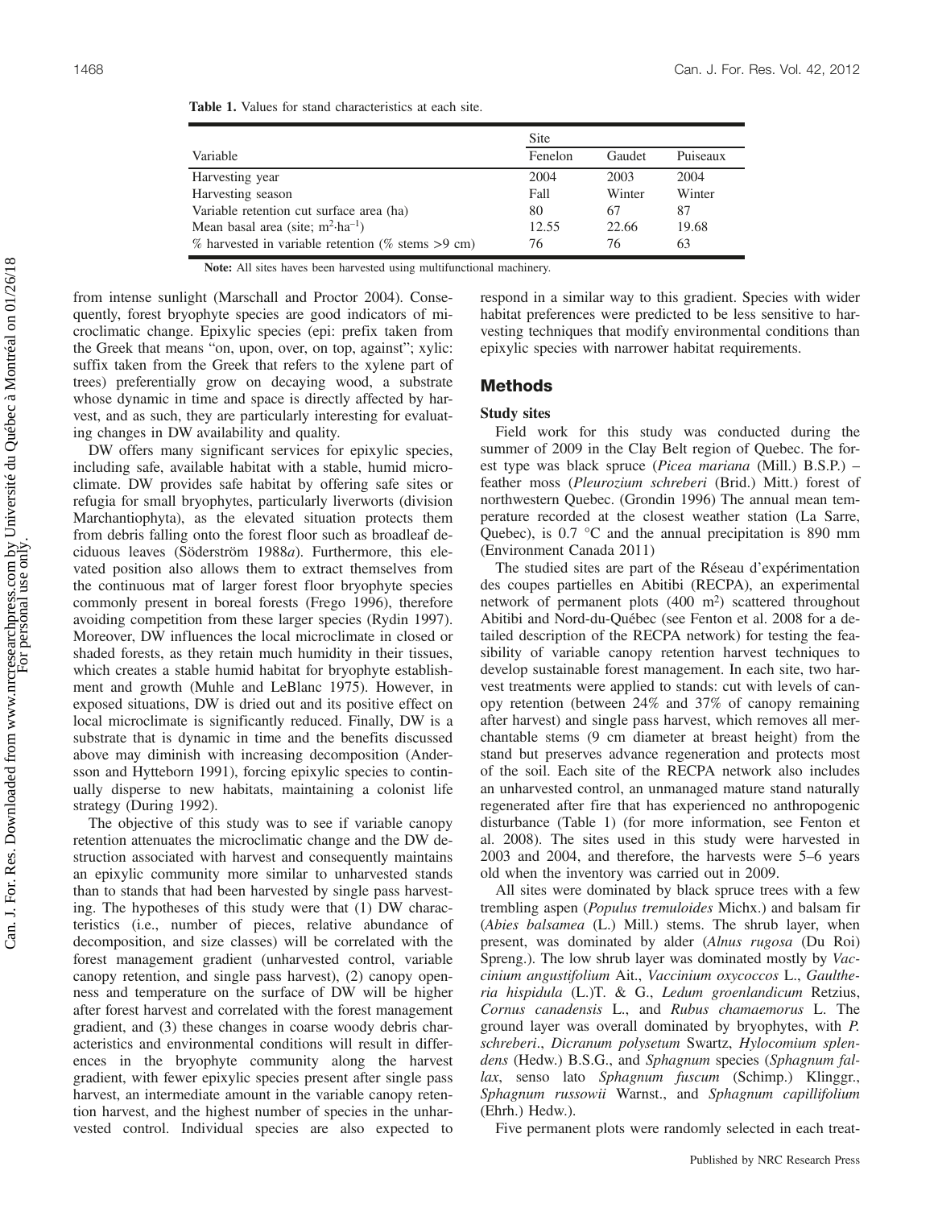**Table 1.** Values for stand characteristics at each site.

| Variable | Site | | |
|---|---|---|---|
| | Fenelon | Gaudet | Puiseaux |
| Harvesting year | 2004 | 2003 | 2004 |
| Harvesting season | Fall | Winter | Winter |
| Variable retention cut surface area (ha) | 80 | 67 | 87 |
| Mean basal area (site; $m^2 \cdot ha^{-1}$) | 12.55 | 22.66 | 19.68 |
| % harvested in variable retention (% stems >9 cm) | 76 | 76 | 63 |

**Note:** All sites haves been harvested using multifunctional machinery.

from intense sunlight (Marschall and Proctor 2004). Consequently, forest bryophyte species are good indicators of microclimatic change. Epixylic species (epi: prefix taken from the Greek that means "on, upon, over, on top, against"; xylic: suffix taken from the Greek that refers to the xylene part of trees) preferentially grow on decaying wood, a substrate whose dynamic in time and space is directly affected by harvest, and as such, they are particularly interesting for evaluating changes in DW availability and quality.

DW offers many significant services for epixylic species, including safe, available habitat with a stable, humid microclimate. DW provides safe habitat by offering safe sites or refugia for small bryophytes, particularly liverworts (division Marchantiophyta), as the elevated situation protects them from debris falling onto the forest floor such as broadleaf deciduous leaves (Söderström 1988*a*). Furthermore, this elevated position also allows them to extract themselves from the continuous mat of larger forest floor bryophyte species commonly present in boreal forests (Frego 1996), therefore avoiding competition from these larger species (Rydin 1997). Moreover, DW influences the local microclimate in closed or shaded forests, as they retain much humidity in their tissues, which creates a stable humid habitat for bryophyte establishment and growth (Muhle and LeBlanc 1975). However, in exposed situations, DW is dried out and its positive effect on local microclimate is significantly reduced. Finally, DW is a substrate that is dynamic in time and the benefits discussed above may diminish with increasing decomposition (Andersson and Hytteborn 1991), forcing epixylic species to continually disperse to new habitats, maintaining a colonist life strategy (During 1992).

The objective of this study was to see if variable canopy retention attenuates the microclimatic change and the DW destruction associated with harvest and consequently maintains an epixylic community more similar to unharvested stands than to stands that had been harvested by single pass harvesting. The hypotheses of this study were that (1) DW characteristics (i.e., number of pieces, relative abundance of decomposition, and size classes) will be correlated with the forest management gradient (unharvested control, variable canopy retention, and single pass harvest), (2) canopy openness and temperature on the surface of DW will be higher after forest harvest and correlated with the forest management gradient, and (3) these changes in coarse woody debris characteristics and environmental conditions will result in differences in the bryophyte community along the harvest gradient, with fewer epixylic species present after single pass harvest, an intermediate amount in the variable canopy retention harvest, and the highest number of species in the unharvested control. Individual species are also expected to respond in a similar way to this gradient. Species with wider habitat preferences were predicted to be less sensitive to harvesting techniques that modify environmental conditions than epixylic species with narrower habitat requirements.

## Methods

### Study sites

Field work for this study was conducted during the summer of 2009 in the Clay Belt region of Quebec. The forest type was black spruce (*Picea mariana* (Mill.) B.S.P.) – feather moss (*Pleurozium schreberi* (Brid.) Mitt.) forest of northwestern Quebec. (Grondin 1996) The annual mean temperature recorded at the closest weather station (La Sarre, Quebec), is 0.7 °C and the annual precipitation is 890 mm (Environment Canada 2011)

The studied sites are part of the Réseau d'expérimentation des coupes partielles en Abitibi (RECPA), an experimental network of permanent plots (400 m$^2$) scattered throughout Abitibi and Nord-du-Québec (see Fenton et al. 2008 for a detailed description of the RECPA network) for testing the feasibility of variable canopy retention harvest techniques to develop sustainable forest management. In each site, two harvest treatments were applied to stands: cut with levels of canopy retention (between 24% and 37% of canopy remaining after harvest) and single pass harvest, which removes all merchantable stems (9 cm diameter at breast height) from the stand but preserves advance regeneration and protects most of the soil. Each site of the RECPA network also includes an unharvested control, an unmanaged mature stand naturally regenerated after fire that has experienced no anthropogenic disturbance (Table 1) (for more information, see Fenton et al. 2008). The sites used in this study were harvested in 2003 and 2004, and therefore, the harvests were 5–6 years old when the inventory was carried out in 2009.

All sites were dominated by black spruce trees with a few trembling aspen (*Populus tremuloides* Michx.) and balsam fir (*Abies balsamea* (L.) Mill.) stems. The shrub layer, when present, was dominated by alder (*Alnus rugosa* (Du Roi) Spreng.). The low shrub layer was dominated mostly by *Vaccinium angustifolium* Ait., *Vaccinium oxycoccos* L., *Gaultheria hispidula* (L.)T. & G., *Ledum groenlandicum* Retzius, *Cornus canadensis* L., and *Rubus chamaemorus* L. The ground layer was overall dominated by bryophytes, with *P. schreberi*., *Dicranum polysetum* Swartz, *Hylocomium splendens* (Hedw.) B.S.G., and *Sphagnum* species (*Sphagnum fallax*, senso lato *Sphagnum fuscum* (Schimp.) Klinggr., *Sphagnum russowii* Warnst., and *Sphagnum capillifolium* (Ehrh.) Hedw.).

Five permanent plots were randomly selected in each treat-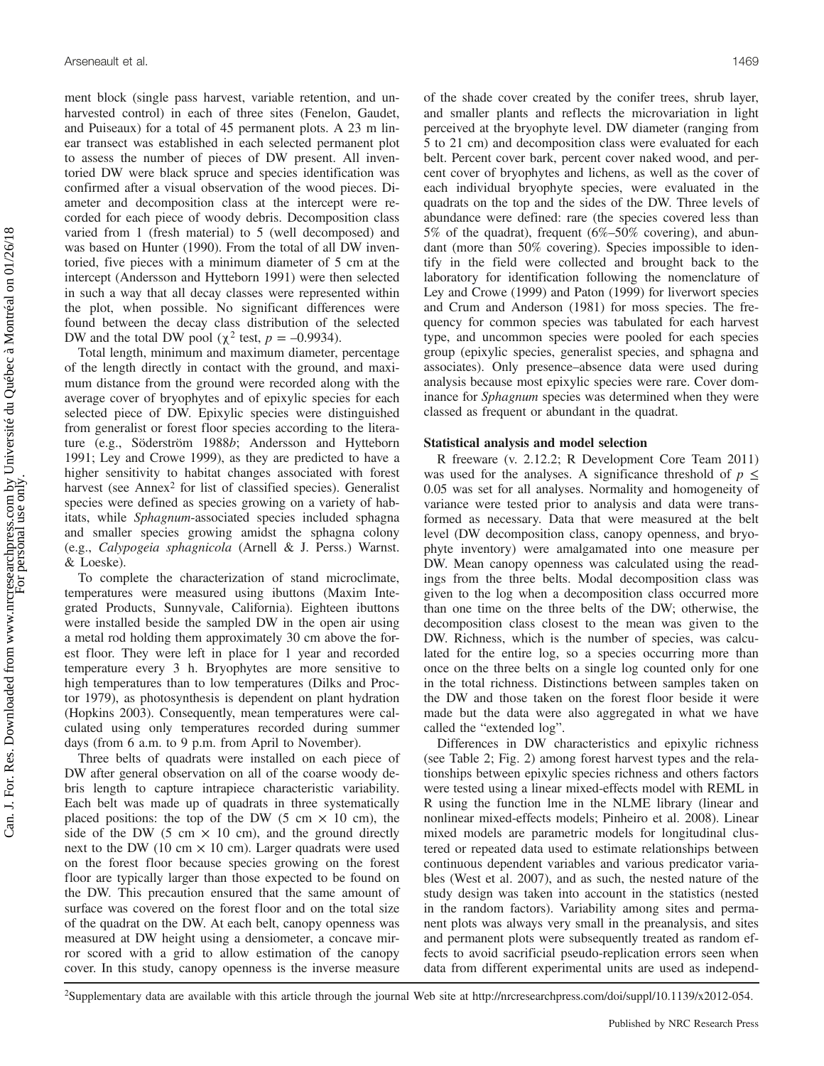ment block (single pass harvest, variable retention, and unharvested control) in each of three sites (Fenelon, Gaudet, and Puiseaux) for a total of 45 permanent plots. A 23 m linear transect was established in each selected permanent plot to assess the number of pieces of DW present. All inventoried DW were black spruce and species identification was confirmed after a visual observation of the wood pieces. Diameter and decomposition class at the intercept were recorded for each piece of woody debris. Decomposition class varied from 1 (fresh material) to 5 (well decomposed) and was based on Hunter (1990). From the total of all DW inventoried, five pieces with a minimum diameter of 5 cm at the intercept (Andersson and Hytteborn 1991) were then selected in such a way that all decay classes were represented within the plot, when possible. No significant differences were found between the decay class distribution of the selected DW and the total DW pool ($\chi^2$ test, $p = -0.9934$).

Total length, minimum and maximum diameter, percentage of the length directly in contact with the ground, and maximum distance from the ground were recorded along with the average cover of bryophytes and of epixylic species for each selected piece of DW. Epixylic species were distinguished from generalist or forest floor species according to the literature (e.g., Söderström 1988*b*; Andersson and Hytteborn 1991; Ley and Crowe 1999), as they are predicted to have a higher sensitivity to habitat changes associated with forest harvest (see Annex[2] for list of classified species). Generalist species were defined as species growing on a variety of habitats, while *Sphagnum*-associated species included sphagna and smaller species growing amidst the sphagna colony (e.g., *Calypogeia sphagnicola* (Arnell & J. Perss.) Warnst. & Loeske).

To complete the characterization of stand microclimate, temperatures were measured using ibuttons (Maxim Integrated Products, Sunnyvale, California). Eighteen ibuttons were installed beside the sampled DW in the open air using a metal rod holding them approximately 30 cm above the forest floor. They were left in place for 1 year and recorded temperature every 3 h. Bryophytes are more sensitive to high temperatures than to low temperatures (Dilks and Proctor 1979), as photosynthesis is dependent on plant hydration (Hopkins 2003). Consequently, mean temperatures were calculated using only temperatures recorded during summer days (from 6 a.m. to 9 p.m. from April to November).

Three belts of quadrats were installed on each piece of DW after general observation on all of the coarse woody debris length to capture intrapiece characteristic variability. Each belt was made up of quadrats in three systematically placed positions: the top of the DW (5 cm × 10 cm), the side of the DW (5 cm × 10 cm), and the ground directly next to the DW (10 cm × 10 cm). Larger quadrats were used on the forest floor because species growing on the forest floor are typically larger than those expected to be found on the DW. This precaution ensured that the same amount of surface was covered on the forest floor and on the total size of the quadrat on the DW. At each belt, canopy openness was measured at DW height using a densiometer, a concave mirror scored with a grid to allow estimation of the canopy cover. In this study, canopy openness is the inverse measure of the shade cover created by the conifer trees, shrub layer, and smaller plants and reflects the microvariation in light perceived at the bryophyte level. DW diameter (ranging from 5 to 21 cm) and decomposition class were evaluated for each belt. Percent cover bark, percent cover naked wood, and percent cover of bryophytes and lichens, as well as the cover of each individual bryophyte species, were evaluated in the quadrats on the top and the sides of the DW. Three levels of abundance were defined: rare (the species covered less than 5% of the quadrat), frequent (6%–50% covering), and abundant (more than 50% covering). Species impossible to identify in the field were collected and brought back to the laboratory for identification following the nomenclature of Ley and Crowe (1999) and Paton (1999) for liverwort species and Crum and Anderson (1981) for moss species. The frequency for common species was tabulated for each harvest type, and uncommon species were pooled for each species group (epixylic species, generalist species, and sphagna and associates). Only presence–absence data were used during analysis because most epixylic species were rare. Cover dominance for *Sphagnum* species was determined when they were classed as frequent or abundant in the quadrat.

### Statistical analysis and model selection

R freeware (v. 2.12.2; R Development Core Team 2011) was used for the analyses. A significance threshold of $p \leq 0.05$ was set for all analyses. Normality and homogeneity of variance were tested prior to analysis and data were transformed as necessary. Data that were measured at the belt level (DW decomposition class, canopy openness, and bryophyte inventory) were amalgamated into one measure per DW. Mean canopy openness was calculated using the readings from the three belts. Modal decomposition class was given to the log when a decomposition class occurred more than one time on the three belts of the DW; otherwise, the decomposition class closest to the mean was given to the DW. Richness, which is the number of species, was calculated for the entire log, so a species occurring more than once on the three belts on a single log counted only for one in the total richness. Distinctions between samples taken on the DW and those taken on the forest floor beside it were made but the data were also aggregated in what we have called the "extended log".

Differences in DW characteristics and epixylic richness (see Table 2; Fig. 2) among forest harvest types and the relationships between epixylic species richness and others factors were tested using a linear mixed-effects model with REML in R using the function lme in the NLME library (linear and nonlinear mixed-effects models; Pinheiro et al. 2008). Linear mixed models are parametric models for longitudinal clustered or repeated data used to estimate relationships between continuous dependent variables and various predicator variables (West et al. 2007), and as such, the nested nature of the study design was taken into account in the statistics (nested in the random factors). Variability among sites and permanent plots was always very small in the preanalysis, and sites and permanent plots were subsequently treated as random effects to avoid sacrificial pseudo-replication errors seen when data from different experimental units are used as independ-

[2] Supplementary data are available with this article through the journal Web site at http://nrcresearchpress.com/doi/suppl/10.1139/x2012-054.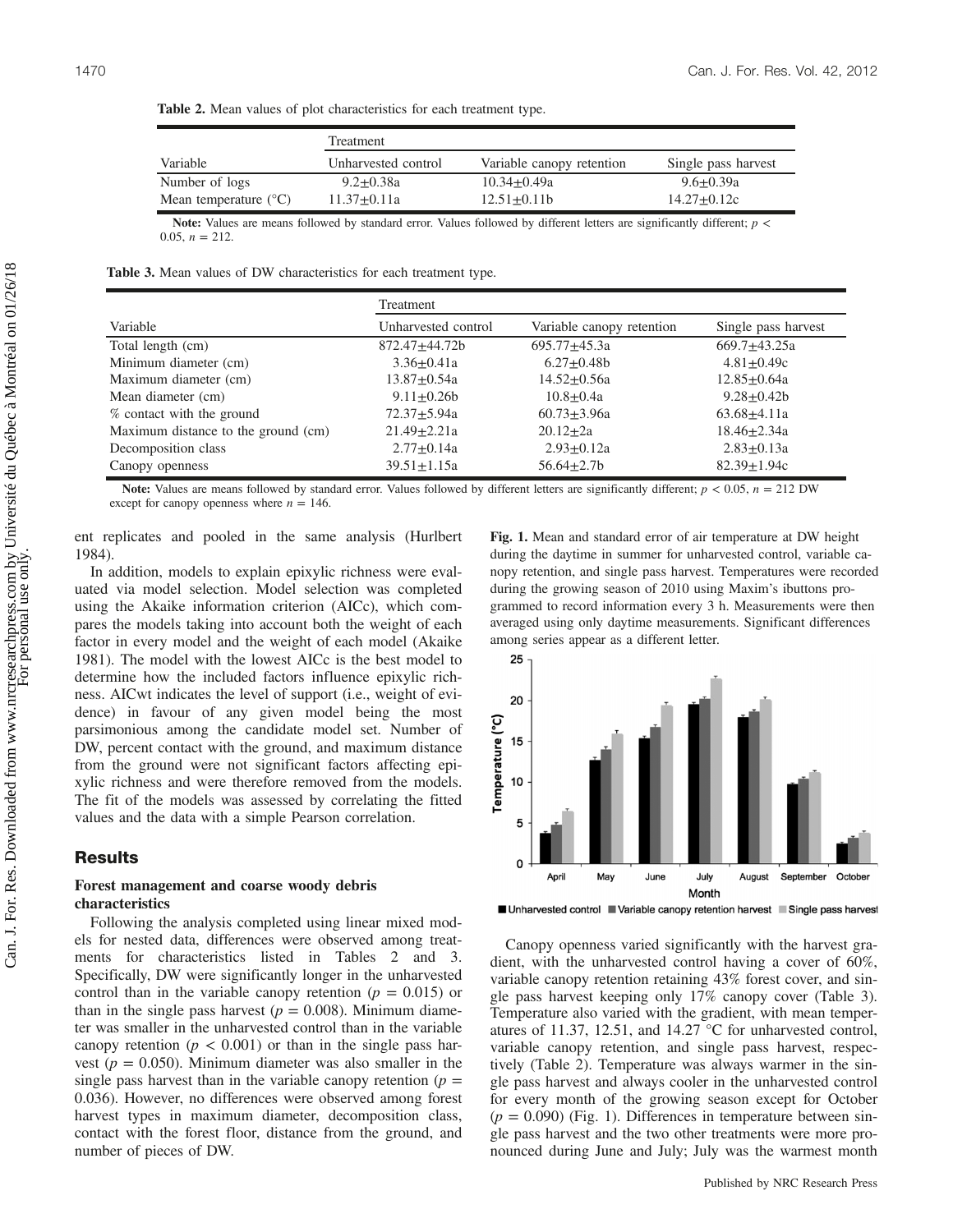**Table 2.** Mean values of plot characteristics for each treatment type.

| Variable | Treatment | | |
|---|---|---|---|
| | Unharvested control | Variable canopy retention | Single pass harvest |
| Number of logs | 9.2±0.38a | 10.34±0.49a | 9.6±0.39a |
| Mean temperature (°C) | 11.37±0.11a | 12.51±0.11b | 14.27±0.12c |

**Note:** Values are means followed by standard error. Values followed by different letters are significantly different; $p < 0.05$, $n = 212$.

**Table 3.** Mean values of DW characteristics for each treatment type.

| Variable | Treatment | | |
|---|---|---|---|
| | Unharvested control | Variable canopy retention | Single pass harvest |
| Total length (cm) | 872.47±44.72b | 695.77±45.3a | 669.7±43.25a |
| Minimum diameter (cm) | 3.36±0.41a | 6.27±0.48b | 4.81±0.49c |
| Maximum diameter (cm) | 13.87±0.54a | 14.52±0.56a | 12.85±0.64a |
| Mean diameter (cm) | 9.11±0.26b | 10.8±0.4a | 9.28±0.42b |
| % contact with the ground | 72.37±5.94a | 60.73±3.96a | 63.68±4.11a |
| Maximum distance to the ground (cm) | 21.49±2.21a | 20.12±2a | 18.46±2.34a |
| Decomposition class | 2.77±0.14a | 2.93±0.12a | 2.83±0.13a |
| Canopy openness | 39.51±1.15a | 56.64±2.7b | 82.39±1.94c |

**Note:** Values are means followed by standard error. Values followed by different letters are significantly different; $p < 0.05$, $n = 212$ DW except for canopy openness where $n = 146$.

ent replicates and pooled in the same analysis (Hurlbert 1984).

In addition, models to explain epixylic richness were evaluated via model selection. Model selection was completed using the Akaike information criterion (AICc), which compares the models taking into account both the weight of each factor in every model and the weight of each model (Akaike 1981). The model with the lowest AICc is the best model to determine how the included factors influence epixylic richness. AICwt indicates the level of support (i.e., weight of evidence) in favour of any given model being the most parsimonious among the candidate model set. Number of DW, percent contact with the ground, and maximum distance from the ground were not significant factors affecting epixylic richness and were therefore removed from the models. The fit of the models was assessed by correlating the fitted values and the data with a simple Pearson correlation.

## Results

### Forest management and coarse woody debris characteristics

Following the analysis completed using linear mixed models for nested data, differences were observed among treatments for characteristics listed in Tables 2 and 3. Specifically, DW were significantly longer in the unharvested control than in the variable canopy retention ($p = 0.015$) or than in the single pass harvest ($p = 0.008$). Minimum diameter was smaller in the unharvested control than in the variable canopy retention ($p < 0.001$) or than in the single pass harvest ($p = 0.050$). Minimum diameter was also smaller in the single pass harvest than in the variable canopy retention ($p = 0.036$). However, no differences were observed among forest harvest types in maximum diameter, decomposition class, contact with the forest floor, distance from the ground, and number of pieces of DW.

**Fig. 1.** Mean and standard error of air temperature at DW height during the daytime in summer for unharvested control, variable canopy retention, and single pass harvest. Temperatures were recorded during the growing season of 2010 using Maxim's ibuttons programmed to record information every 3 h. Measurements were then averaged using only daytime measurements. Significant differences among series appear as a different letter.

Canopy openness varied significantly with the harvest gradient, with the unharvested control having a cover of 60%, variable canopy retention retaining 43% forest cover, and single pass harvest keeping only 17% canopy cover (Table 3). Temperature also varied with the gradient, with mean temperatures of 11.37, 12.51, and 14.27 °C for unharvested control, variable canopy retention, and single pass harvest, respectively (Table 2). Temperature was always warmer in the single pass harvest and always cooler in the unharvested control for every month of the growing season except for October ($p = 0.090$) (Fig. 1). Differences in temperature between single pass harvest and the two other treatments were more pronounced during June and July; July was the warmest month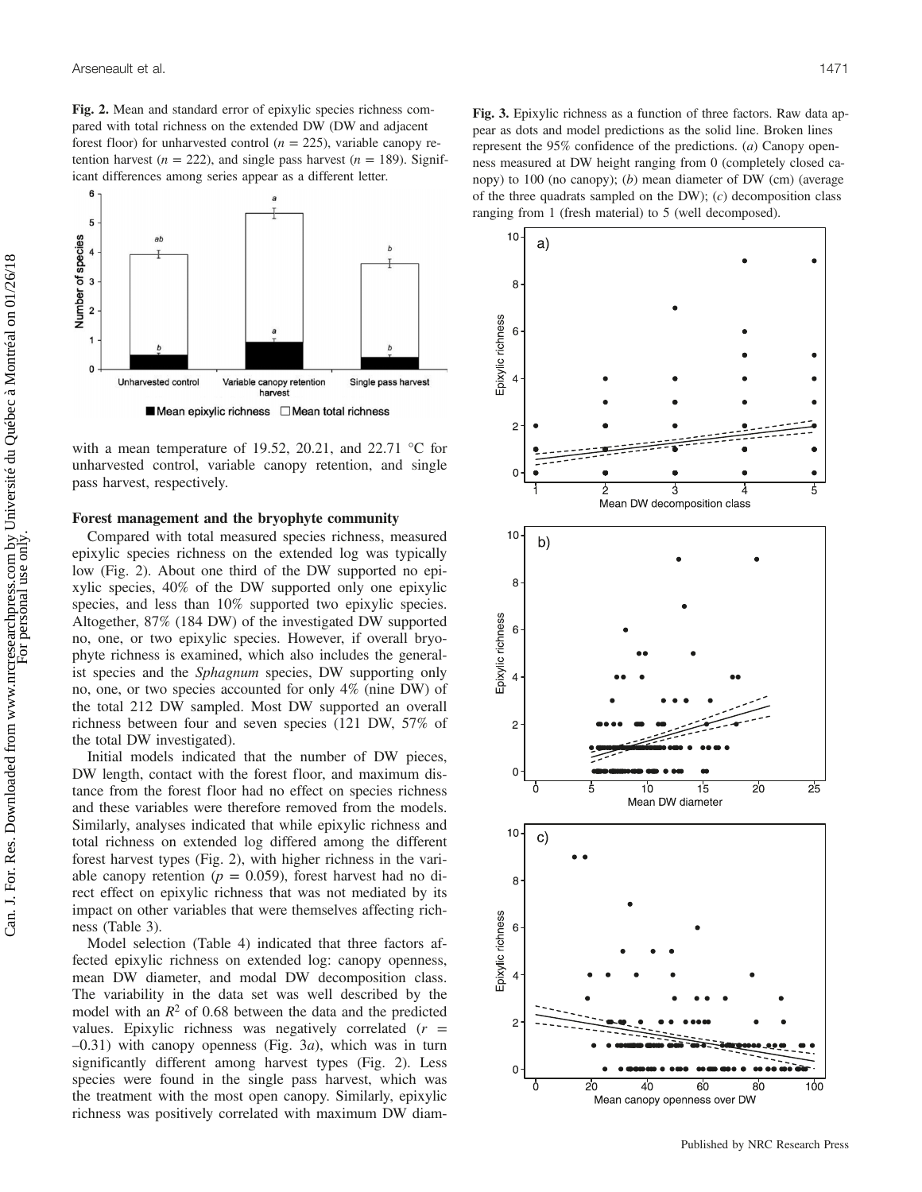**Fig. 2.** Mean and standard error of epixylic species richness compared with total richness on the extended DW (DW and adjacent forest floor) for unharvested control ($n = 225$), variable canopy retention harvest ($n = 222$), and single pass harvest ($n = 189$). Significant differences among series appear as a different letter.

**Fig. 3.** Epixylic richness as a function of three factors. Raw data appear as dots and model predictions as the solid line. Broken lines represent the 95% confidence of the predictions. (*a*) Canopy openness measured at DW height ranging from 0 (completely closed canopy) to 100 (no canopy); (*b*) mean diameter of DW (cm) (average of the three quadrats sampled on the DW); (*c*) decomposition class ranging from 1 (fresh material) to 5 (well decomposed).

with a mean temperature of 19.52, 20.21, and 22.71 °C for unharvested control, variable canopy retention, and single pass harvest, respectively.

### Forest management and the bryophyte community

Compared with total measured species richness, measured epixylic species richness on the extended log was typically low (Fig. 2). About one third of the DW supported no epixylic species, 40% of the DW supported only one epixylic species, and less than 10% supported two epixylic species. Altogether, 87% (184 DW) of the investigated DW supported no, one, or two epixylic species. However, if overall bryophyte richness is examined, which also includes the generalist species and the *Sphagnum* species, DW supporting only no, one, or two species accounted for only 4% (nine DW) of the total 212 DW sampled. Most DW supported an overall richness between four and seven species (121 DW, 57% of the total DW investigated).

Initial models indicated that the number of DW pieces, DW length, contact with the forest floor, and maximum distance from the forest floor had no effect on species richness and these variables were therefore removed from the models. Similarly, analyses indicated that while epixylic richness and total richness on extended log differed among the different forest harvest types (Fig. 2), with higher richness in the variable canopy retention ($p = 0.059$), forest harvest had no direct effect on epixylic richness that was not mediated by its impact on other variables that were themselves affecting richness (Table 3).

Model selection (Table 4) indicated that three factors affected epixylic richness on extended log: canopy openness, mean DW diameter, and modal DW decomposition class. The variability in the data set was well described by the model with an $R^2$ of 0.68 between the data and the predicted values. Epixylic richness was negatively correlated ($r = -0.31$) with canopy openness (Fig. 3*a*), which was in turn significantly different among harvest types (Fig. 2). Less species were found in the single pass harvest, which was the treatment with the most open canopy. Similarly, epixylic richness was positively correlated with maximum DW diam-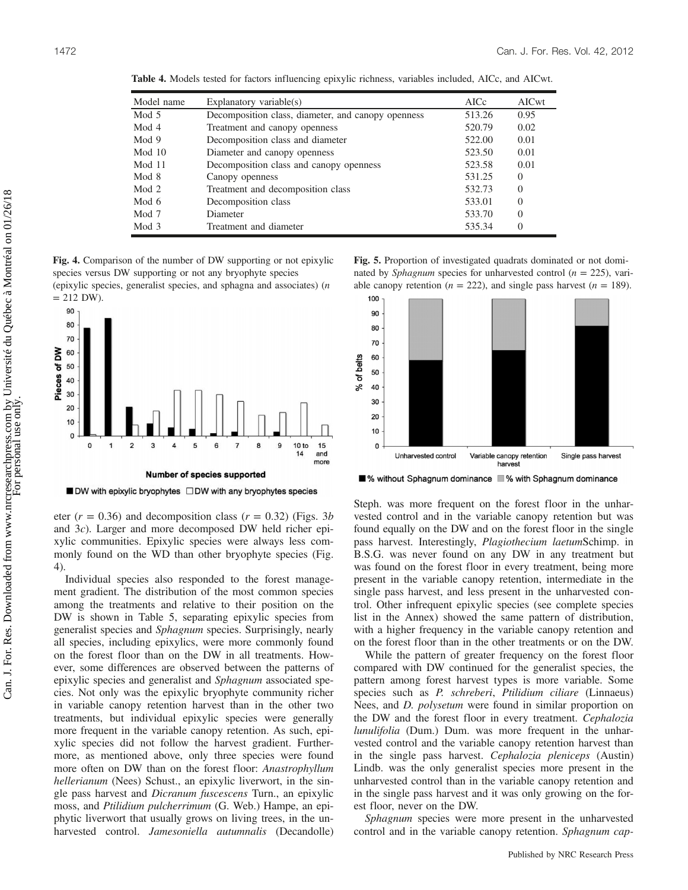**Table 4.** Models tested for factors influencing epixylic richness, variables included, AICc, and AICwt.

| Model name | Explanatory variable(s) | AICc | AICwt |
|---|---|---|---|
| Mod 5 | Decomposition class, diameter, and canopy openness | 513.26 | 0.95 |
| Mod 4 | Treatment and canopy openness | 520.79 | 0.02 |
| Mod 9 | Decomposition class and diameter | 522.00 | 0.01 |
| Mod 10 | Diameter and canopy openness | 523.50 | 0.01 |
| Mod 11 | Decomposition class and canopy openness | 523.58 | 0.01 |
| Mod 8 | Canopy openness | 531.25 | 0 |
| Mod 2 | Treatment and decomposition class | 532.73 | 0 |
| Mod 6 | Decomposition class | 533.01 | 0 |
| Mod 7 | Diameter | 533.70 | 0 |
| Mod 3 | Treatment and diameter | 535.34 | 0 |

**Fig. 4.** Comparison of the number of DW supporting or not epixylic species versus DW supporting or not any bryophyte species (epixylic species, generalist species, and sphagna and associates) ($n$ = 212 DW).

**Fig. 5.** Proportion of investigated quadrats dominated or not dominated by *Sphagnum* species for unharvested control ($n$ = 225), variable canopy retention ($n$ = 222), and single pass harvest ($n$ = 189).

eter ($r$ = 0.36) and decomposition class ($r$ = 0.32) (Figs. 3*b* and 3*c*). Larger and more decomposed DW held richer epixylic communities. Epixylic species were always less commonly found on the WD than other bryophyte species (Fig. 4).

Individual species also responded to the forest management gradient. The distribution of the most common species among the treatments and relative to their position on the DW is shown in Table 5, separating epixylic species from generalist species and *Sphagnum* species. Surprisingly, nearly all species, including epixylics, were more commonly found on the forest floor than on the DW in all treatments. However, some differences are observed between the patterns of epixylic species and generalist and *Sphagnum* associated species. Not only was the epixylic bryophyte community richer in variable canopy retention harvest than in the other two treatments, but individual epixylic species were generally more frequent in the variable canopy retention. As such, epixylic species did not follow the harvest gradient. Furthermore, as mentioned above, only three species were found more often on DW than on the forest floor: *Anastrophyllum hellerianum* (Nees) Schust., an epixylic liverwort, in the single pass harvest and *Dicranum fuscescens* Turn., an epixylic moss, and *Ptilidium pulcherrimum* (G. Web.) Hampe, an epiphytic liverwort that usually grows on living trees, in the unharvested control. *Jamesoniella autumnalis* (Decandolle) Steph. was more frequent on the forest floor in the unharvested control and in the variable canopy retention but was found equally on the DW and on the forest floor in the single pass harvest. Interestingly, *Plagiothecium laetum*Schimp. in B.S.G. was never found on any DW in any treatment but was found on the forest floor in every treatment, being more present in the variable canopy retention, intermediate in the single pass harvest, and less present in the unharvested control. Other infrequent epixylic species (see complete species list in the Annex) showed the same pattern of distribution, with a higher frequency in the variable canopy retention and on the forest floor than in the other treatments or on the DW.

While the pattern of greater frequency on the forest floor compared with DW continued for the generalist species, the pattern among forest harvest types is more variable. Some species such as *P. schreberi*, *Ptilidium ciliare* (Linnaeus) Nees, and *D. polysetum* were found in similar proportion on the DW and the forest floor in every treatment. *Cephalozia lunulifolia* (Dum.) Dum. was more frequent in the unharvested control and the variable canopy retention harvest than in the single pass harvest. *Cephalozia pleniceps* (Austin) Lindb. was the only generalist species more present in the unharvested control than in the variable canopy retention and in the single pass harvest and it was only growing on the forest floor, never on the DW.

*Sphagnum* species were more present in the unharvested control and in the variable canopy retention. *Sphagnum cap-*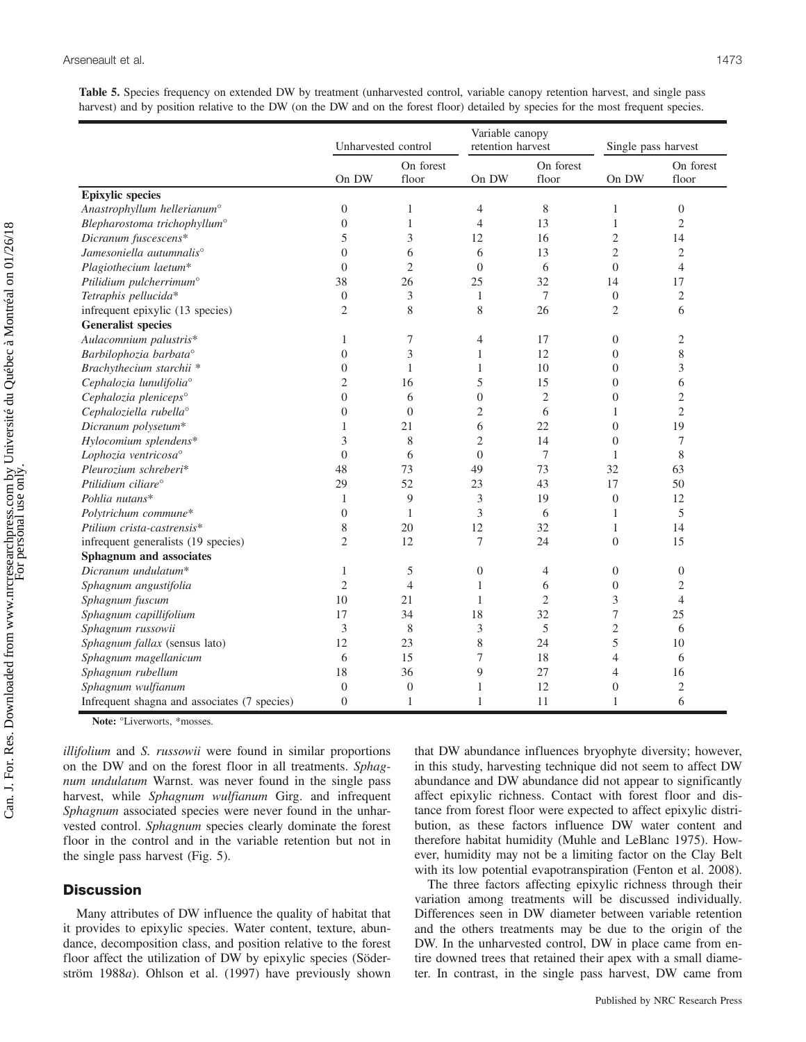**Table 5.** Species frequency on extended DW by treatment (unharvested control, variable canopy retention harvest, and single pass harvest) and by position relative to the DW (on the DW and on the forest floor) detailed by species for the most frequent species.

| | Unharvested control | | Variable canopy retention harvest | | Single pass harvest | |
|---|---|---|---|---|---|---|
| | On DW | On forest floor | On DW | On forest floor | On DW | On forest floor |
| **Epixylic species** | | | | | | |
| *Anastrophyllum hellerianum*° | 0 | 1 | 4 | 8 | 1 | 0 |
| *Blepharostoma trichophyllum*° | 0 | 1 | 4 | 13 | 1 | 2 |
| *Dicranum fuscescens*\* | 5 | 3 | 12 | 16 | 2 | 14 |
| *Jamesoniella autumnalis*° | 0 | 6 | 6 | 13 | 2 | 2 |
| *Plagiothecium laetum*\* | 0 | 2 | 0 | 6 | 0 | 4 |
| *Ptilidium pulcherrimum*° | 38 | 26 | 25 | 32 | 14 | 17 |
| *Tetraphis pellucida*\* | 0 | 3 | 1 | 7 | 0 | 2 |
| infrequent epixylic (13 species) | 2 | 8 | 8 | 26 | 2 | 6 |
| **Generalist species** | | | | | | |
| *Aulacomnium palustris*\* | 1 | 7 | 4 | 17 | 0 | 2 |
| *Barbilophozia barbata*° | 0 | 3 | 1 | 12 | 0 | 8 |
| *Brachythecium starchii* \* | 0 | 1 | 1 | 10 | 0 | 3 |
| *Cephalozia lunulifolia*° | 2 | 16 | 5 | 15 | 0 | 6 |
| *Cephalozia pleniceps*° | 0 | 6 | 0 | 2 | 0 | 2 |
| *Cephaloziella rubella*° | 0 | 0 | 2 | 6 | 1 | 2 |
| *Dicranum polysetum*\* | 1 | 21 | 6 | 22 | 0 | 19 |
| *Hylocomium splendens*\* | 3 | 8 | 2 | 14 | 0 | 7 |
| *Lophozia ventricosa*° | 0 | 6 | 0 | 7 | 1 | 8 |
| *Pleurozium schreberi*\* | 48 | 73 | 49 | 73 | 32 | 63 |
| *Ptilidium ciliare*° | 29 | 52 | 23 | 43 | 17 | 50 |
| *Pohlia nutans*\* | 1 | 9 | 3 | 19 | 0 | 12 |
| *Polytrichum commune*\* | 0 | 1 | 3 | 6 | 1 | 5 |
| *Ptilium crista-castrensis*\* | 8 | 20 | 12 | 32 | 1 | 14 |
| infrequent generalists (19 species) | 2 | 12 | 7 | 24 | 0 | 15 |
| **Sphagnum and associates** | | | | | | |
| *Dicranum undulatum*\* | 1 | 5 | 0 | 4 | 0 | 0 |
| *Sphagnum angustifolia* | 2 | 4 | 1 | 6 | 0 | 2 |
| *Sphagnum fuscum* | 10 | 21 | 1 | 2 | 3 | 4 |
| *Sphagnum capillifolium* | 17 | 34 | 18 | 32 | 7 | 25 |
| *Sphagnum russowii* | 3 | 8 | 3 | 5 | 2 | 6 |
| *Sphagnum fallax* (sensus lato) | 12 | 23 | 8 | 24 | 5 | 10 |
| *Sphagnum magellanicum* | 6 | 15 | 7 | 18 | 4 | 6 |
| *Sphagnum rubellum* | 18 | 36 | 9 | 27 | 4 | 16 |
| *Sphagnum wulfianum* | 0 | 0 | 1 | 12 | 0 | 2 |
| Infrequent shagna and associates (7 species) | 0 | 1 | 1 | 11 | 1 | 6 |

**Note:** °Liverworts, \*mosses.

*illifolium* and *S. russowii* were found in similar proportions on the DW and on the forest floor in all treatments. *Sphagnum undulatum* Warnst. was never found in the single pass harvest, while *Sphagnum wulfianum* Girg. and infrequent *Sphagnum* associated species were never found in the unharvested control. *Sphagnum* species clearly dominate the forest floor in the control and in the variable retention but not in the single pass harvest (Fig. 5).

## Discussion

Many attributes of DW influence the quality of habitat that it provides to epixylic species. Water content, texture, abundance, decomposition class, and position relative to the forest floor affect the utilization of DW by epixylic species (Söderström 1988*a*). Ohlson et al. (1997) have previously shown that DW abundance influences bryophyte diversity; however, in this study, harvesting technique did not seem to affect DW abundance and DW abundance did not appear to significantly affect epixylic richness. Contact with forest floor and distance from forest floor were expected to affect epixylic distribution, as these factors influence DW water content and therefore habitat humidity (Muhle and LeBlanc 1975). However, humidity may not be a limiting factor on the Clay Belt with its low potential evapotranspiration (Fenton et al. 2008).

The three factors affecting epixylic richness through their variation among treatments will be discussed individually. Differences seen in DW diameter between variable retention and the others treatments may be due to the origin of the DW. In the unharvested control, DW in place came from entire downed trees that retained their apex with a small diameter. In contrast, in the single pass harvest, DW came from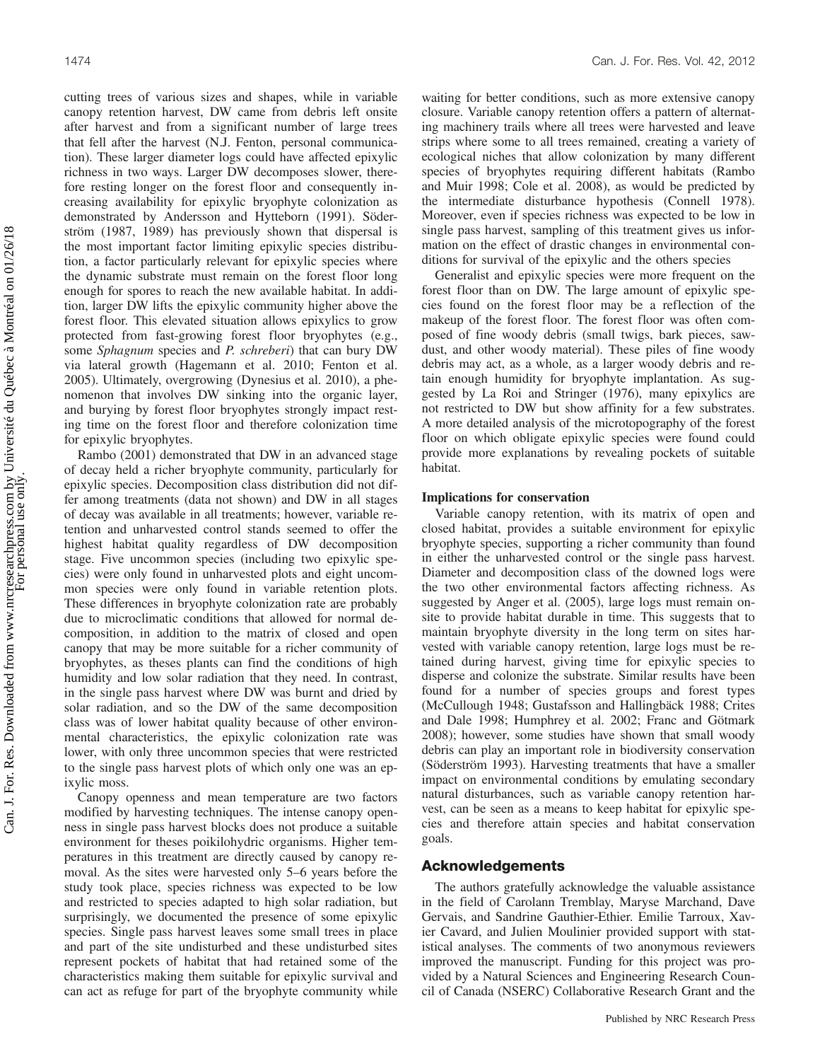cutting trees of various sizes and shapes, while in variable canopy retention harvest, DW came from debris left onsite after harvest and from a significant number of large trees that fell after the harvest (N.J. Fenton, personal communication). These larger diameter logs could have affected epixylic richness in two ways. Larger DW decomposes slower, therefore resting longer on the forest floor and consequently increasing availability for epixylic bryophyte colonization as demonstrated by Andersson and Hytteborn (1991). Söderström (1987, 1989) has previously shown that dispersal is the most important factor limiting epixylic species distribution, a factor particularly relevant for epixylic species where the dynamic substrate must remain on the forest floor long enough for spores to reach the new available habitat. In addition, larger DW lifts the epixylic community higher above the forest floor. This elevated situation allows epixylics to grow protected from fast-growing forest floor bryophytes (e.g., some *Sphagnum* species and *P. schreberi*) that can bury DW via lateral growth (Hagemann et al. 2010; Fenton et al. 2005). Ultimately, overgrowing (Dynesius et al. 2010), a phenomenon that involves DW sinking into the organic layer, and burying by forest floor bryophytes strongly impact resting time on the forest floor and therefore colonization time for epixylic bryophytes.

Rambo (2001) demonstrated that DW in an advanced stage of decay held a richer bryophyte community, particularly for epixylic species. Decomposition class distribution did not differ among treatments (data not shown) and DW in all stages of decay was available in all treatments; however, variable retention and unharvested control stands seemed to offer the highest habitat quality regardless of DW decomposition stage. Five uncommon species (including two epixylic species) were only found in unharvested plots and eight uncommon species were only found in variable retention plots. These differences in bryophyte colonization rate are probably due to microclimatic conditions that allowed for normal decomposition, in addition to the matrix of closed and open canopy that may be more suitable for a richer community of bryophytes, as theses plants can find the conditions of high humidity and low solar radiation that they need. In contrast, in the single pass harvest where DW was burnt and dried by solar radiation, and so the DW of the same decomposition class was of lower habitat quality because of other environmental characteristics, the epixylic colonization rate was lower, with only three uncommon species that were restricted to the single pass harvest plots of which only one was an epixylic moss.

Canopy openness and mean temperature are two factors modified by harvesting techniques. The intense canopy openness in single pass harvest blocks does not produce a suitable environment for theses poikilohydric organisms. Higher temperatures in this treatment are directly caused by canopy removal. As the sites were harvested only 5–6 years before the study took place, species richness was expected to be low and restricted to species adapted to high solar radiation, but surprisingly, we documented the presence of some epixylic species. Single pass harvest leaves some small trees in place and part of the site undisturbed and these undisturbed sites represent pockets of habitat that had retained some of the characteristics making them suitable for epixylic survival and can act as refuge for part of the bryophyte community while waiting for better conditions, such as more extensive canopy closure. Variable canopy retention offers a pattern of alternating machinery trails where all trees were harvested and leave strips where some to all trees remained, creating a variety of ecological niches that allow colonization by many different species of bryophytes requiring different habitats (Rambo and Muir 1998; Cole et al. 2008), as would be predicted by the intermediate disturbance hypothesis (Connell 1978). Moreover, even if species richness was expected to be low in single pass harvest, sampling of this treatment gives us information on the effect of drastic changes in environmental conditions for survival of the epixylic and the others species

Generalist and epixylic species were more frequent on the forest floor than on DW. The large amount of epixylic species found on the forest floor may be a reflection of the makeup of the forest floor. The forest floor was often composed of fine woody debris (small twigs, bark pieces, sawdust, and other woody material). These piles of fine woody debris may act, as a whole, as a larger woody debris and retain enough humidity for bryophyte implantation. As suggested by La Roi and Stringer (1976), many epixylics are not restricted to DW but show affinity for a few substrates. A more detailed analysis of the microtopography of the forest floor on which obligate epixylic species were found could provide more explanations by revealing pockets of suitable habitat.

### Implications for conservation

Variable canopy retention, with its matrix of open and closed habitat, provides a suitable environment for epixylic bryophyte species, supporting a richer community than found in either the unharvested control or the single pass harvest. Diameter and decomposition class of the downed logs were the two other environmental factors affecting richness. As suggested by Anger et al. (2005), large logs must remain onsite to provide habitat durable in time. This suggests that to maintain bryophyte diversity in the long term on sites harvested with variable canopy retention, large logs must be retained during harvest, giving time for epixylic species to disperse and colonize the substrate. Similar results have been found for a number of species groups and forest types (McCullough 1948; Gustafsson and Hallingbäck 1988; Crites and Dale 1998; Humphrey et al. 2002; Franc and Götmark 2008); however, some studies have shown that small woody debris can play an important role in biodiversity conservation (Söderström 1993). Harvesting treatments that have a smaller impact on environmental conditions by emulating secondary natural disturbances, such as variable canopy retention harvest, can be seen as a means to keep habitat for epixylic species and therefore attain species and habitat conservation goals.

## Acknowledgements

The authors gratefully acknowledge the valuable assistance in the field of Carolann Tremblay, Maryse Marchand, Dave Gervais, and Sandrine Gauthier-Ethier. Emilie Tarroux, Xavier Cavard, and Julien Moulinier provided support with statistical analyses. The comments of two anonymous reviewers improved the manuscript. Funding for this project was provided by a Natural Sciences and Engineering Research Council of Canada (NSERC) Collaborative Research Grant and the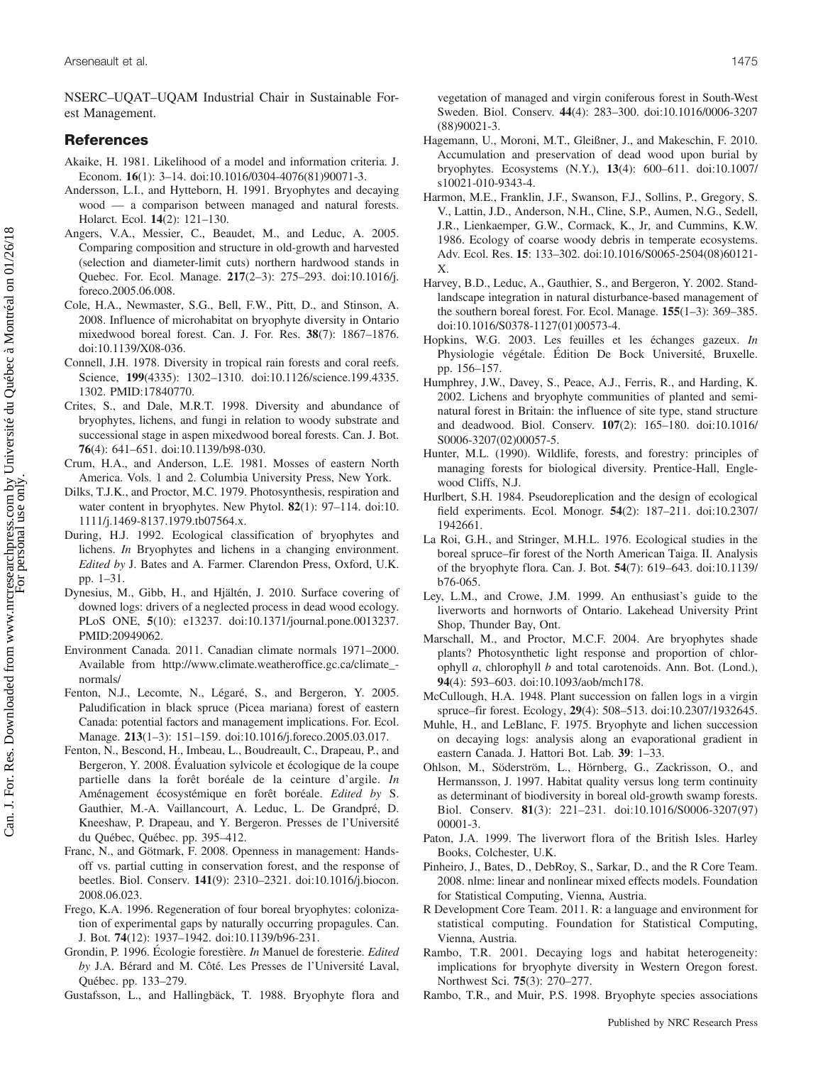NSERC–UQAT–UQAM Industrial Chair in Sustainable Forest Management.

## References

Akaike, H. 1981. Likelihood of a model and information criteria. J. Econom. **16**(1): 3–14. doi:10.1016/0304-4076(81)90071-3.

Andersson, L.I., and Hytteborn, H. 1991. Bryophytes and decaying wood — a comparison between managed and natural forests. Holarct. Ecol. **14**(2): 121–130.

Angers, V.A., Messier, C., Beaudet, M., and Leduc, A. 2005. Comparing composition and structure in old-growth and harvested (selection and diameter-limit cuts) northern hardwood stands in Quebec. For. Ecol. Manage. **217**(2–3): 275–293. doi:10.1016/j.foreco.2005.06.008.

Cole, H.A., Newmaster, S.G., Bell, F.W., Pitt, D., and Stinson, A. 2008. Influence of microhabitat on bryophyte diversity in Ontario mixedwood boreal forest. Can. J. For. Res. **38**(7): 1867–1876. doi:10.1139/X08-036.

Connell, J.H. 1978. Diversity in tropical rain forests and coral reefs. Science, **199**(4335): 1302–1310. doi:10.1126/science.199.4335.1302. PMID:17840770.

Crites, S., and Dale, M.R.T. 1998. Diversity and abundance of bryophytes, lichens, and fungi in relation to woody substrate and successional stage in aspen mixedwood boreal forests. Can. J. Bot. **76**(4): 641–651. doi:10.1139/b98-030.

Crum, H.A., and Anderson, L.E. 1981. Mosses of eastern North America. Vols. 1 and 2. Columbia University Press, New York.

Dilks, T.J.K., and Proctor, M.C. 1979. Photosynthesis, respiration and water content in bryophytes. New Phytol. **82**(1): 97–114. doi:10.1111/j.1469-8137.1979.tb07564.x.

During, H.J. 1992. Ecological classification of bryophytes and lichens. *In* Bryophytes and lichens in a changing environment. *Edited by* J. Bates and A. Farmer. Clarendon Press, Oxford, U.K. pp. 1–31.

Dynesius, M., Gibb, H., and Hjältén, J. 2010. Surface covering of downed logs: drivers of a neglected process in dead wood ecology. PLoS ONE, **5**(10): e13237. doi:10.1371/journal.pone.0013237. PMID:20949062.

Environment Canada. 2011. Canadian climate normals 1971–2000. Available from http://www.climate.weatheroffice.gc.ca/climate_-normals/

Fenton, N.J., Lecomte, N., Légaré, S., and Bergeron, Y. 2005. Paludification in black spruce (Picea mariana) forest of eastern Canada: potential factors and management implications. For. Ecol. Manage. **213**(1–3): 151–159. doi:10.1016/j.foreco.2005.03.017.

Fenton, N., Bescond, H., Imbeau, L., Boudreault, C., Drapeau, P., and Bergeron, Y. 2008. Évaluation sylvicole et écologique de la coupe partielle dans la forêt boréale de la ceinture d'argile. *In* Aménagement écosystémique en forêt boréale. *Edited by* S. Gauthier, M.-A. Vaillancourt, A. Leduc, L. De Grandpré, D. Kneeshaw, P. Drapeau, and Y. Bergeron. Presses de l'Université du Québec, Québec. pp. 395–412.

Franc, N., and Götmark, F. 2008. Openness in management: Hands-off vs. partial cutting in conservation forest, and the response of beetles. Biol. Conserv. **141**(9): 2310–2321. doi:10.1016/j.biocon.2008.06.023.

Frego, K.A. 1996. Regeneration of four boreal bryophytes: colonization of experimental gaps by naturally occurring propagules. Can. J. Bot. **74**(12): 1937–1942. doi:10.1139/b96-231.

Grondin, P. 1996. Écologie forestière. *In* Manuel de foresterie. *Edited by* J.A. Bérard and M. Côté. Les Presses de l'Université Laval, Québec. pp. 133–279.

Gustafsson, L., and Hallingbäck, T. 1988. Bryophyte flora and vegetation of managed and virgin coniferous forest in South-West Sweden. Biol. Conserv. **44**(4): 283–300. doi:10.1016/0006-3207(88)90021-3.

Hagemann, U., Moroni, M.T., Gleißner, J., and Makeschin, F. 2010. Accumulation and preservation of dead wood upon burial by bryophytes. Ecosystems (N.Y.), **13**(4): 600–611. doi:10.1007/s10021-010-9343-4.

Harmon, M.E., Franklin, J.F., Swanson, F.J., Sollins, P., Gregory, S.V., Lattin, J.D., Anderson, N.H., Cline, S.P., Aumen, N.G., Sedell, J.R., Lienkaemper, G.W., Cormack, K., Jr, and Cummins, K.W. 1986. Ecology of coarse woody debris in temperate ecosystems. Adv. Ecol. Res. **15**: 133–302. doi:10.1016/S0065-2504(08)60121-X.

Harvey, B.D., Leduc, A., Gauthier, S., and Bergeron, Y. 2002. Stand-landscape integration in natural disturbance-based management of the southern boreal forest. For. Ecol. Manage. **155**(1–3): 369–385. doi:10.1016/S0378-1127(01)00573-4.

Hopkins, W.G. 2003. Les feuilles et les échanges gazeux. *In* Physiologie végétale. Édition De Bock Université, Bruxelle. pp. 156–157.

Humphrey, J.W., Davey, S., Peace, A.J., Ferris, R., and Harding, K. 2002. Lichens and bryophyte communities of planted and semi-natural forest in Britain: the influence of site type, stand structure and deadwood. Biol. Conserv. **107**(2): 165–180. doi:10.1016/S0006-3207(02)00057-5.

Hunter, M.L. (1990). Wildlife, forests, and forestry: principles of managing forests for biological diversity. Prentice-Hall, Englewood Cliffs, N.J.

Hurlbert, S.H. 1984. Pseudoreplication and the design of ecological field experiments. Ecol. Monogr. **54**(2): 187–211. doi:10.2307/1942661.

La Roi, G.H., and Stringer, M.H.L. 1976. Ecological studies in the boreal spruce–fir forest of the North American Taiga. II. Analysis of the bryophyte flora. Can. J. Bot. **54**(7): 619–643. doi:10.1139/b76-065.

Ley, L.M., and Crowe, J.M. 1999. An enthusiast's guide to the liverworts and hornworts of Ontario. Lakehead University Print Shop, Thunder Bay, Ont.

Marschall, M., and Proctor, M.C.F. 2004. Are bryophytes shade plants? Photosynthetic light response and proportion of chlorophyll *a*, chlorophyll *b* and total carotenoids. Ann. Bot. (Lond.), **94**(4): 593–603. doi:10.1093/aob/mch178.

McCullough, H.A. 1948. Plant succession on fallen logs in a virgin spruce–fir forest. Ecology, **29**(4): 508–513. doi:10.2307/1932645.

Muhle, H., and LeBlanc, F. 1975. Bryophyte and lichen succession on decaying logs: analysis along an evaporational gradient in eastern Canada. J. Hattori Bot. Lab. **39**: 1–33.

Ohlson, M., Söderström, L., Hörnberg, G., Zackrisson, O., and Hermansson, J. 1997. Habitat quality versus long term continuity as determinant of biodiversity in boreal old-growth swamp forests. Biol. Conserv. **81**(3): 221–231. doi:10.1016/S0006-3207(97)00001-3.

Paton, J.A. 1999. The liverwort flora of the British Isles. Harley Books, Colchester, U.K.

Pinheiro, J., Bates, D., DebRoy, S., Sarkar, D., and the R Core Team. 2008. nlme: linear and nonlinear mixed effects models. Foundation for Statistical Computing, Vienna, Austria.

R Development Core Team. 2011. R: a language and environment for statistical computing. Foundation for Statistical Computing, Vienna, Austria.

Rambo, T.R. 2001. Decaying logs and habitat heterogeneity: implications for bryophyte diversity in Western Oregon forest. Northwest Sci. **75**(3): 270–277.

Rambo, T.R., and Muir, P.S. 1998. Bryophyte species associations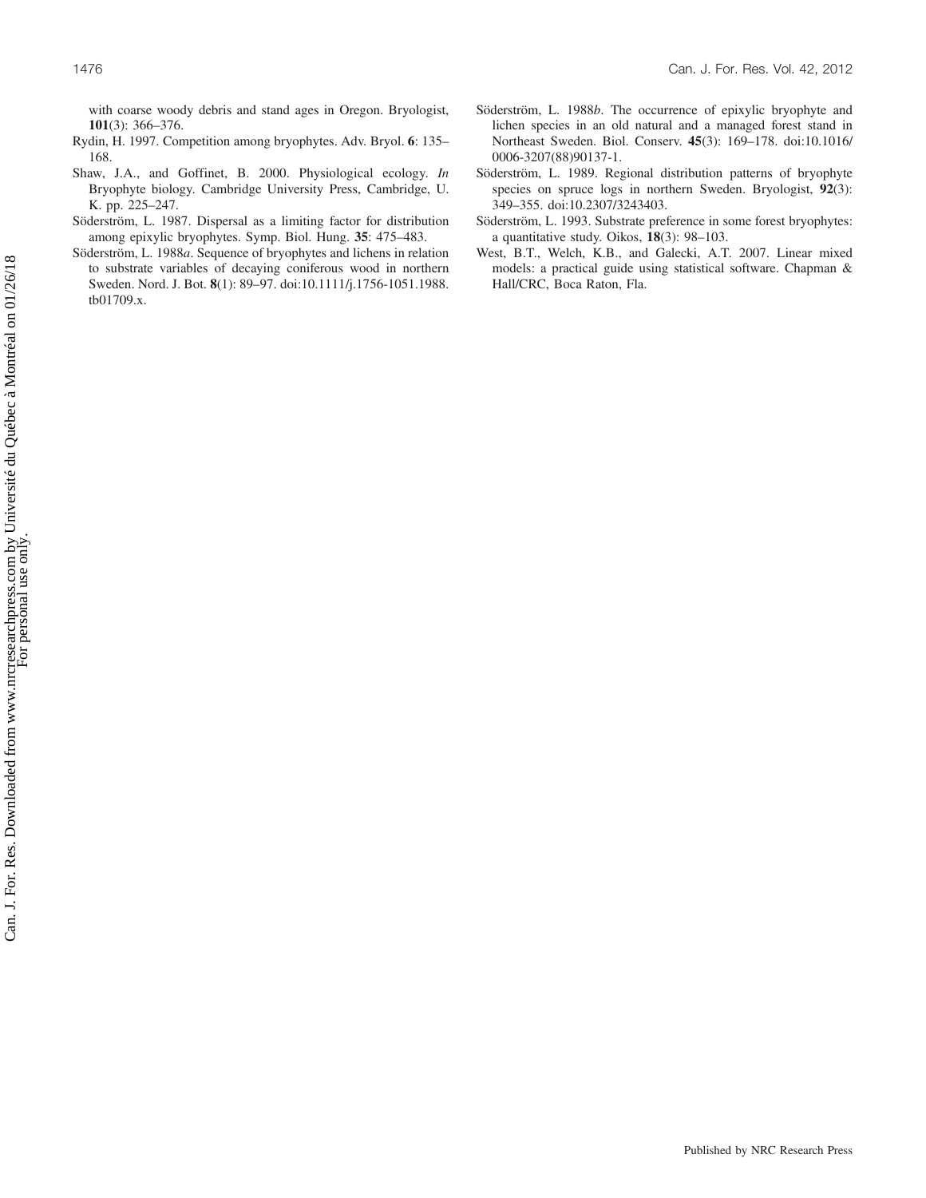with coarse woody debris and stand ages in Oregon. Bryologist, **101**(3): 366–376.

Rydin, H. 1997. Competition among bryophytes. Adv. Bryol. **6**: 135–168.

Shaw, J.A., and Goffinet, B. 2000. Physiological ecology. *In* Bryophyte biology. Cambridge University Press, Cambridge, U. K. pp. 225–247.

Söderström, L. 1987. Dispersal as a limiting factor for distribution among epixylic bryophytes. Symp. Biol. Hung. **35**: 475–483.

Söderström, L. 1988*a*. Sequence of bryophytes and lichens in relation to substrate variables of decaying coniferous wood in northern Sweden. Nord. J. Bot. **8**(1): 89–97. doi:10.1111/j.1756-1051.1988.tb01709.x.

Söderström, L. 1988*b*. The occurrence of epixylic bryophyte and lichen species in an old natural and a managed forest stand in Northeast Sweden. Biol. Conserv. **45**(3): 169–178. doi:10.1016/0006-3207(88)90137-1.

Söderström, L. 1989. Regional distribution patterns of bryophyte species on spruce logs in northern Sweden. Bryologist, **92**(3): 349–355. doi:10.2307/3243403.

Söderström, L. 1993. Substrate preference in some forest bryophytes: a quantitative study. Oikos, **18**(3): 98–103.

West, B.T., Welch, K.B., and Galecki, A.T. 2007. Linear mixed models: a practical guide using statistical software. Chapman & Hall/CRC, Boca Raton, Fla.